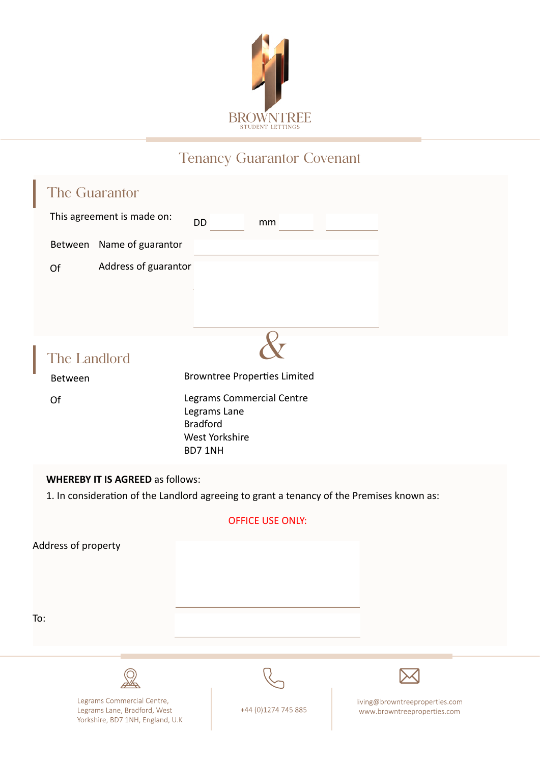BROWNTREE
STUDENT LETTINGS

# Tenancy Guarantor Covenant

## The Guarantor

This agreement is made on: DD \_\_\_\_ mm \_\_\_\_ \_\_\_\_

Between Name of guarantor \_\_\_\_\_\_\_\_\_\_\_\_\_\_\_\_

Of Address of guarantor \_\_\_\_\_\_\_\_\_\_\_\_\_\_\_\_

&

## The Landlord

Between Browntree Properties Limited

Of Legrams Commercial Centre
Legrams Lane
Bradford
West Yorkshire
BD7 1NH

**WHEREBY IT IS AGREED** as follows:

1. In consideration of the Landlord agreeing to grant a tenancy of the Premises known as:

OFFICE USE ONLY:

Address of property \_\_\_\_\_\_\_\_\_\_\_\_\_\_\_\_

To: \_\_\_\_\_\_\_\_\_\_\_\_\_\_\_\_

Legrams Commercial Centre, Legrams Lane, Bradford, West Yorkshire, BD7 1NH, England, U.K

+44 (0)1274 745 885

living@browntreeproperties.com
www.browntreeproperties.com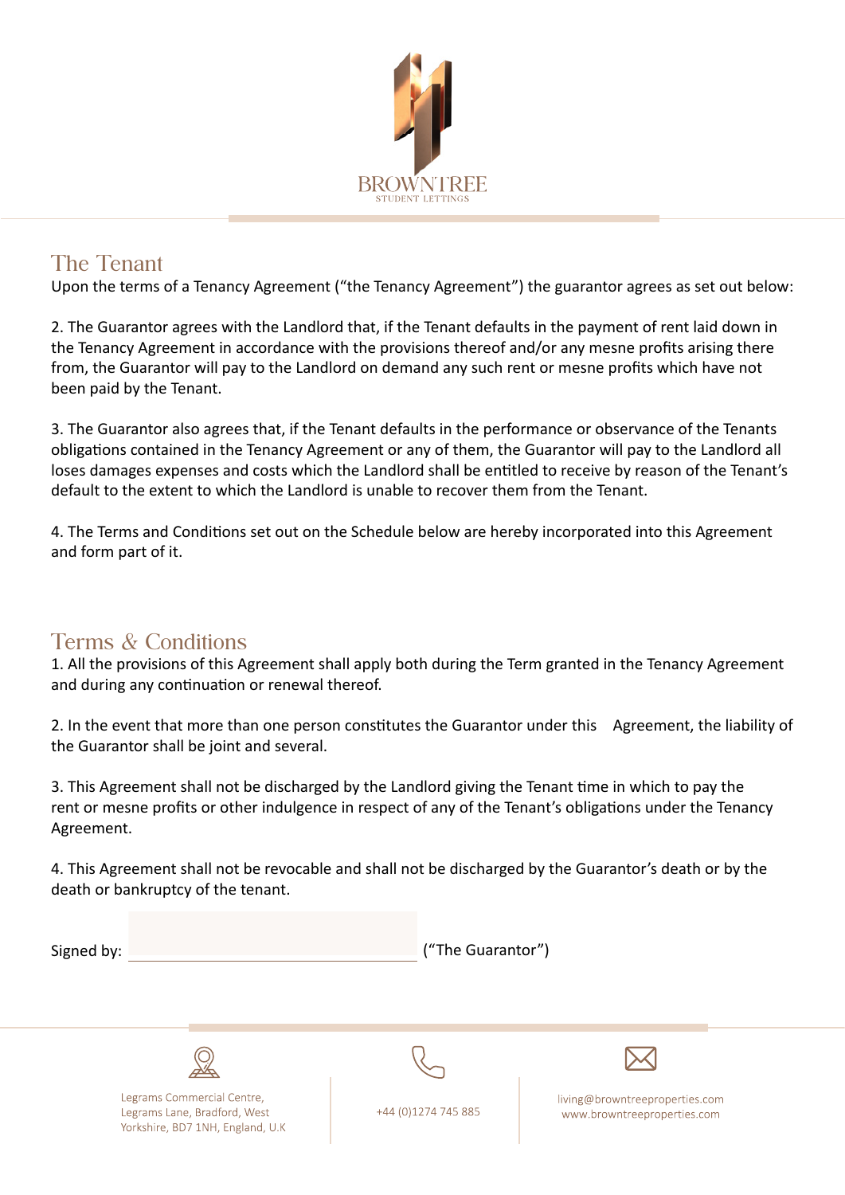BROWNTREE
STUDENT LETTINGS

## The Tenant

Upon the terms of a Tenancy Agreement ("the Tenancy Agreement") the guarantor agrees as set out below:

2. The Guarantor agrees with the Landlord that, if the Tenant defaults in the payment of rent laid down in the Tenancy Agreement in accordance with the provisions thereof and/or any mesne profits arising there from, the Guarantor will pay to the Landlord on demand any such rent or mesne profits which have not been paid by the Tenant.

3. The Guarantor also agrees that, if the Tenant defaults in the performance or observance of the Tenants obligations contained in the Tenancy Agreement or any of them, the Guarantor will pay to the Landlord all loses damages expenses and costs which the Landlord shall be entitled to receive by reason of the Tenant's default to the extent to which the Landlord is unable to recover them from the Tenant.

4. The Terms and Conditions set out on the Schedule below are hereby incorporated into this Agreement and form part of it.

## Terms & Conditions

1. All the provisions of this Agreement shall apply both during the Term granted in the Tenancy Agreement and during any continuation or renewal thereof.

2. In the event that more than one person constitutes the Guarantor under this Agreement, the liability of the Guarantor shall be joint and several.

3. This Agreement shall not be discharged by the Landlord giving the Tenant time in which to pay the rent or mesne profits or other indulgence in respect of any of the Tenant's obligations under the Tenancy Agreement.

4. This Agreement shall not be revocable and shall not be discharged by the Guarantor's death or by the death or bankruptcy of the tenant.

Signed by: ______________________ ("The Guarantor")

Legrams Commercial Centre, Legrams Lane, Bradford, West Yorkshire, BD7 1NH, England, U.K

+44 (0)1274 745 885

living@browntreeproperties.com
www.browntreeproperties.com